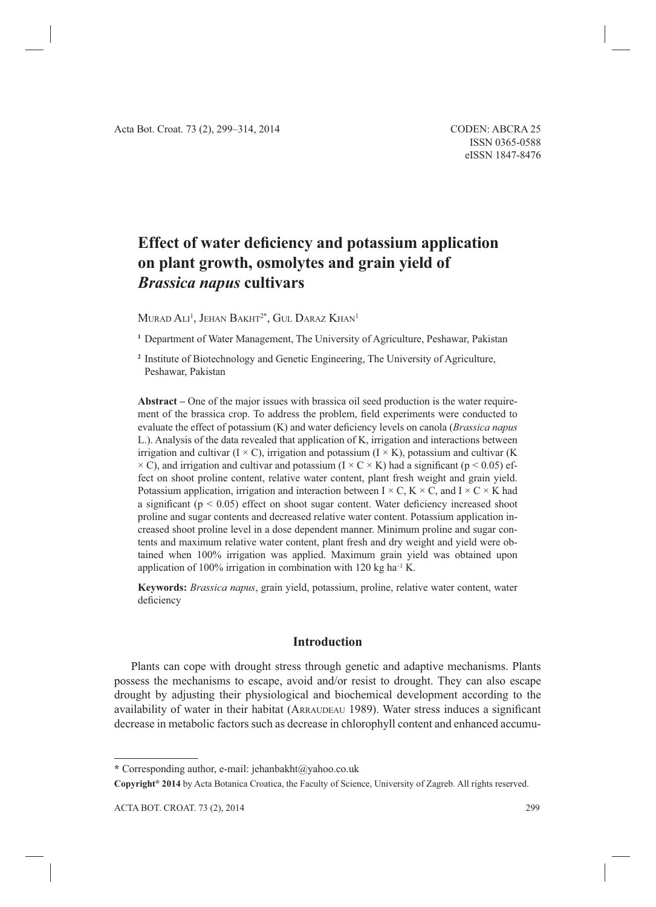# Effect of water deficiency and potassium application on plant growth, osmolytes and grain yield of *Brassica napus* cultivars

Murad Ali[1], Jehan Bakht[2*], Gul Daraz Khan[1]

[1] Department of Water Management, The University of Agriculture, Peshawar, Pakistan

[2] Institute of Biotechnology and Genetic Engineering, The University of Agriculture, Peshawar, Pakistan

**Abstract –** One of the major issues with brassica oil seed production is the water requirement of the brassica crop. To address the problem, field experiments were conducted to evaluate the effect of potassium (K) and water deficiency levels on canola (*Brassica napus* L.). Analysis of the data revealed that application of K, irrigation and interactions between irrigation and cultivar (I × C), irrigation and potassium (I × K), potassium and cultivar (K × C), and irrigation and cultivar and potassium (I × C × K) had a significant ($p < 0.05$) effect on shoot proline content, relative water content, plant fresh weight and grain yield. Potassium application, irrigation and interaction between I × C, K × C, and I × C × K had a significant ($p < 0.05$) effect on shoot sugar content. Water deficiency increased shoot proline and sugar contents and decreased relative water content. Potassium application increased shoot proline level in a dose dependent manner. Minimum proline and sugar contents and maximum relative water content, plant fresh and dry weight and yield were obtained when 100% irrigation was applied. Maximum grain yield was obtained upon application of 100% irrigation in combination with 120 kg $ha^{-1}$ K.

**Keywords:** *Brassica napus*, grain yield, potassium, proline, relative water content, water deficiency

## Introduction

Plants can cope with drought stress through genetic and adaptive mechanisms. Plants possess the mechanisms to escape, avoid and/or resist to drought. They can also escape drought by adjusting their physiological and biochemical development according to the availability of water in their habitat (Arraudeau 1989). Water stress induces a significant decrease in metabolic factors such as decrease in chlorophyll content and enhanced accumu-

* Corresponding author, e-mail: jehanbakht@yahoo.co.uk

**Copyright® 2014** by Acta Botanica Croatica, the Faculty of Science, University of Zagreb. All rights reserved.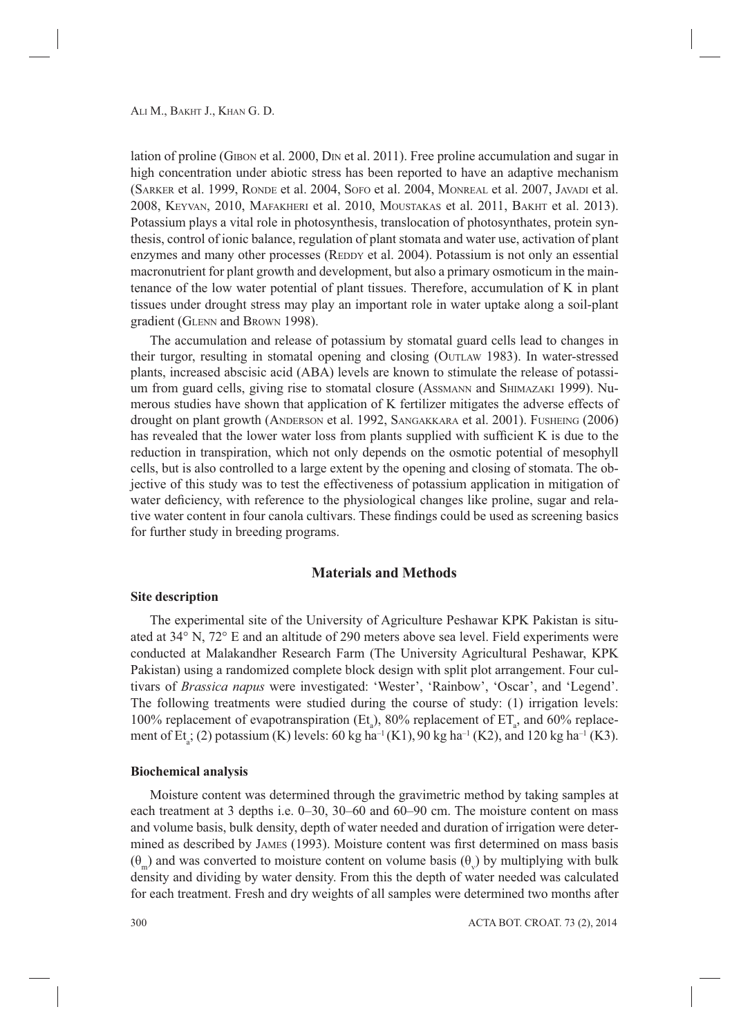lation of proline (GIBON et al. 2000, DIN et al. 2011). Free proline accumulation and sugar in high concentration under abiotic stress has been reported to have an adaptive mechanism (SARKER et al. 1999, RONDE et al. 2004, SOFO et al. 2004, MONREAL et al. 2007, JAVADI et al. 2008, KEYVAN, 2010, MAFAKHERI et al. 2010, MOUSTAKAS et al. 2011, BAKHT et al. 2013). Potassium plays a vital role in photosynthesis, translocation of photosynthates, protein synthesis, control of ionic balance, regulation of plant stomata and water use, activation of plant enzymes and many other processes (REDDY et al. 2004). Potassium is not only an essential macronutrient for plant growth and development, but also a primary osmoticum in the maintenance of the low water potential of plant tissues. Therefore, accumulation of K in plant tissues under drought stress may play an important role in water uptake along a soil-plant gradient (GLENN and BROWN 1998).

The accumulation and release of potassium by stomatal guard cells lead to changes in their turgor, resulting in stomatal opening and closing (OUTLAW 1983). In water-stressed plants, increased abscisic acid (ABA) levels are known to stimulate the release of potassium from guard cells, giving rise to stomatal closure (ASSMANN and SHIMAZAKI 1999). Numerous studies have shown that application of K fertilizer mitigates the adverse effects of drought on plant growth (ANDERSON et al. 1992, SANGAKKARA et al. 2001). FUSHEING (2006) has revealed that the lower water loss from plants supplied with sufficient K is due to the reduction in transpiration, which not only depends on the osmotic potential of mesophyll cells, but is also controlled to a large extent by the opening and closing of stomata. The objective of this study was to test the effectiveness of potassium application in mitigation of water deficiency, with reference to the physiological changes like proline, sugar and relative water content in four canola cultivars. These findings could be used as screening basics for further study in breeding programs.

## Materials and Methods

### Site description

The experimental site of the University of Agriculture Peshawar KPK Pakistan is situated at 34° N, 72° E and an altitude of 290 meters above sea level. Field experiments were conducted at Malakandher Research Farm (The University Agricultural Peshawar, KPK Pakistan) using a randomized complete block design with split plot arrangement. Four cultivars of *Brassica napus* were investigated: 'Wester', 'Rainbow', 'Oscar', and 'Legend'. The following treatments were studied during the course of study: (1) irrigation levels: 100% replacement of evapotranspiration ($Et_a$), 80% replacement of $ET_a$, and 60% replacement of $Et_a$; (2) potassium (K) levels: 60 kg ha$^{-1}$ (K1), 90 kg ha$^{-1}$ (K2), and 120 kg ha$^{-1}$ (K3).

### Biochemical analysis

Moisture content was determined through the gravimetric method by taking samples at each treatment at 3 depths i.e. 0–30, 30–60 and 60–90 cm. The moisture content on mass and volume basis, bulk density, depth of water needed and duration of irrigation were determined as described by JAMES (1993). Moisture content was first determined on mass basis ($\theta_m$) and was converted to moisture content on volume basis ($\theta_v$) by multiplying with bulk density and dividing by water density. From this the depth of water needed was calculated for each treatment. Fresh and dry weights of all samples were determined two months after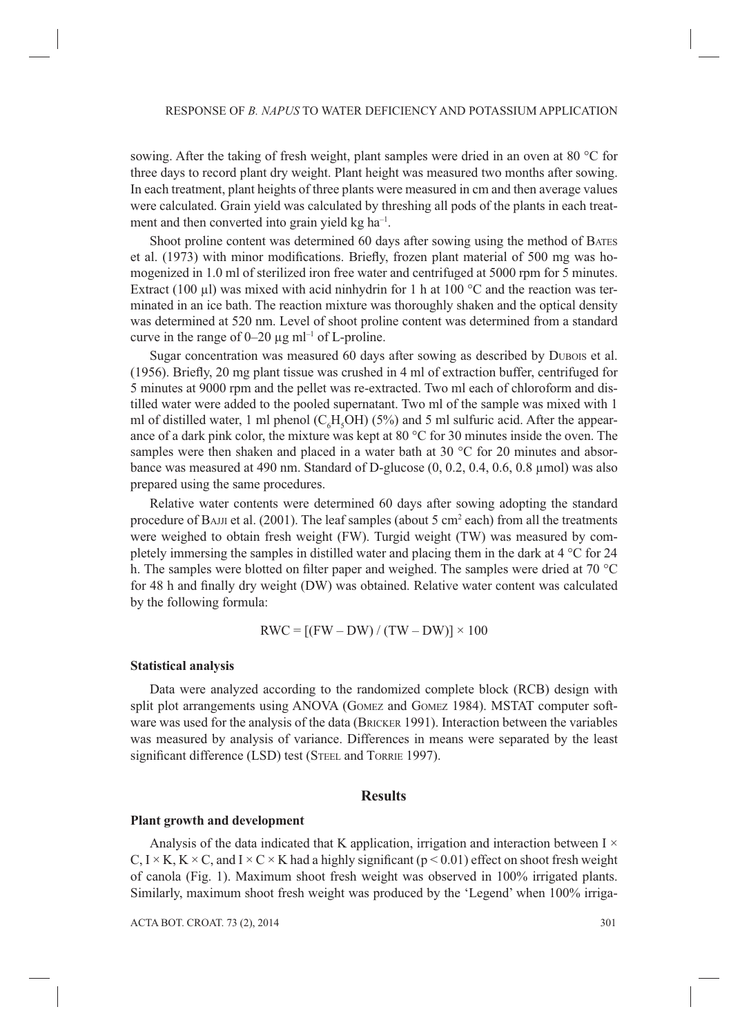sowing. After the taking of fresh weight, plant samples were dried in an oven at 80 °C for three days to record plant dry weight. Plant height was measured two months after sowing. In each treatment, plant heights of three plants were measured in cm and then average values were calculated. Grain yield was calculated by threshing all pods of the plants in each treatment and then converted into grain yield kg ha$^{-1}$.

Shoot proline content was determined 60 days after sowing using the method of Bates et al. (1973) with minor modifications. Briefly, frozen plant material of 500 mg was homogenized in 1.0 ml of sterilized iron free water and centrifuged at 5000 rpm for 5 minutes. Extract (100 µl) was mixed with acid ninhydrin for 1 h at 100 °C and the reaction was terminated in an ice bath. The reaction mixture was thoroughly shaken and the optical density was determined at 520 nm. Level of shoot proline content was determined from a standard curve in the range of 0–20 µg ml$^{-1}$ of L-proline.

Sugar concentration was measured 60 days after sowing as described by Dubois et al. (1956). Briefly, 20 mg plant tissue was crushed in 4 ml of extraction buffer, centrifuged for 5 minutes at 9000 rpm and the pellet was re-extracted. Two ml each of chloroform and distilled water were added to the pooled supernatant. Two ml of the sample was mixed with 1 ml of distilled water, 1 ml phenol ($C_6H_5OH$) (5%) and 5 ml sulfuric acid. After the appearance of a dark pink color, the mixture was kept at 80 °C for 30 minutes inside the oven. The samples were then shaken and placed in a water bath at 30 °C for 20 minutes and absorbance was measured at 490 nm. Standard of D-glucose (0, 0.2, 0.4, 0.6, 0.8 µmol) was also prepared using the same procedures.

Relative water contents were determined 60 days after sowing adopting the standard procedure of Bajji et al. (2001). The leaf samples (about 5 cm$^2$ each) from all the treatments were weighed to obtain fresh weight (FW). Turgid weight (TW) was measured by completely immersing the samples in distilled water and placing them in the dark at 4 °C for 24 h. The samples were blotted on filter paper and weighed. The samples were dried at 70 °C for 48 h and finally dry weight (DW) was obtained. Relative water content was calculated by the following formula:

$$RWC = [(FW - DW) / (TW - DW)] \times 100$$

### Statistical analysis

Data were analyzed according to the randomized complete block (RCB) design with split plot arrangements using ANOVA (Gomez and Gomez 1984). MSTAT computer software was used for the analysis of the data (Bricker 1991). Interaction between the variables was measured by analysis of variance. Differences in means were separated by the least significant difference (LSD) test (Steel and Torrie 1997).

## Results

### Plant growth and development

Analysis of the data indicated that K application, irrigation and interaction between I × C, I × K, K × C, and I × C × K had a highly significant ($p < 0.01$) effect on shoot fresh weight of canola (Fig. 1). Maximum shoot fresh weight was observed in 100% irrigated plants. Similarly, maximum shoot fresh weight was produced by the 'Legend' when 100% irriga-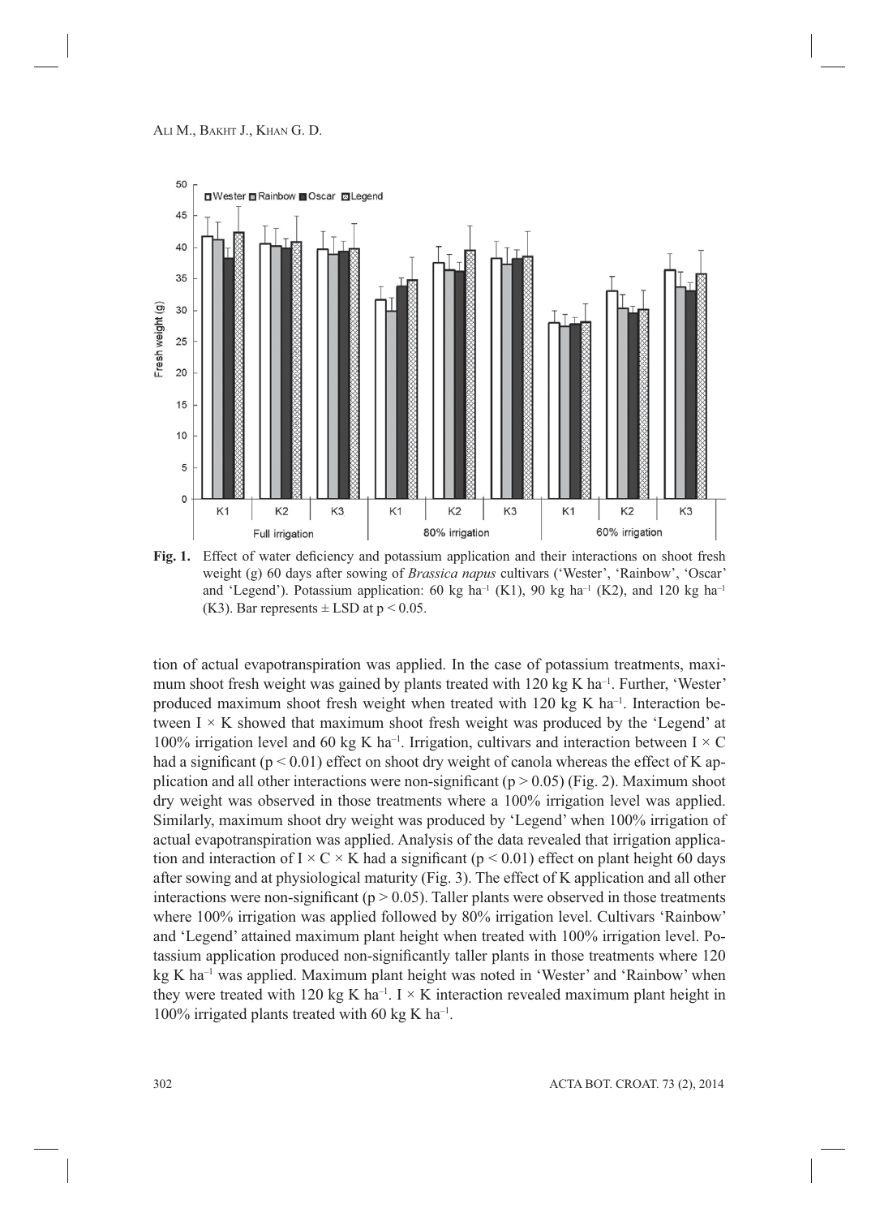**Fig. 1.** Effect of water deficiency and potassium application and their interactions on shoot fresh weight (g) 60 days after sowing of *Brassica napus* cultivars ('Wester', 'Rainbow', 'Oscar' and 'Legend'). Potassium application: 60 kg ha$^{-1}$ (K1), 90 kg ha$^{-1}$ (K2), and 120 kg ha$^{-1}$ (K3). Bar represents ± LSD at $p < 0.05$.

tion of actual evapotranspiration was applied. In the case of potassium treatments, maximum shoot fresh weight was gained by plants treated with 120 kg K ha$^{-1}$. Further, 'Wester' produced maximum shoot fresh weight when treated with 120 kg K ha$^{-1}$. Interaction between I × K showed that maximum shoot fresh weight was produced by the 'Legend' at 100% irrigation level and 60 kg K ha$^{-1}$. Irrigation, cultivars and interaction between I × C had a significant ($p < 0.01$) effect on shoot dry weight of canola whereas the effect of K application and all other interactions were non-significant ($p > 0.05$) (Fig. 2). Maximum shoot dry weight was observed in those treatments where a 100% irrigation level was applied. Similarly, maximum shoot dry weight was produced by 'Legend' when 100% irrigation of actual evapotranspiration was applied. Analysis of the data revealed that irrigation application and interaction of I × C × K had a significant ($p < 0.01$) effect on plant height 60 days after sowing and at physiological maturity (Fig. 3). The effect of K application and all other interactions were non-significant ($p > 0.05$). Taller plants were observed in those treatments where 100% irrigation was applied followed by 80% irrigation level. Cultivars 'Rainbow' and 'Legend' attained maximum plant height when treated with 100% irrigation level. Potassium application produced non-significantly taller plants in those treatments where 120 kg K ha$^{-1}$ was applied. Maximum plant height was noted in 'Wester' and 'Rainbow' when they were treated with 120 kg K ha$^{-1}$. I × K interaction revealed maximum plant height in 100% irrigated plants treated with 60 kg K ha$^{-1}$.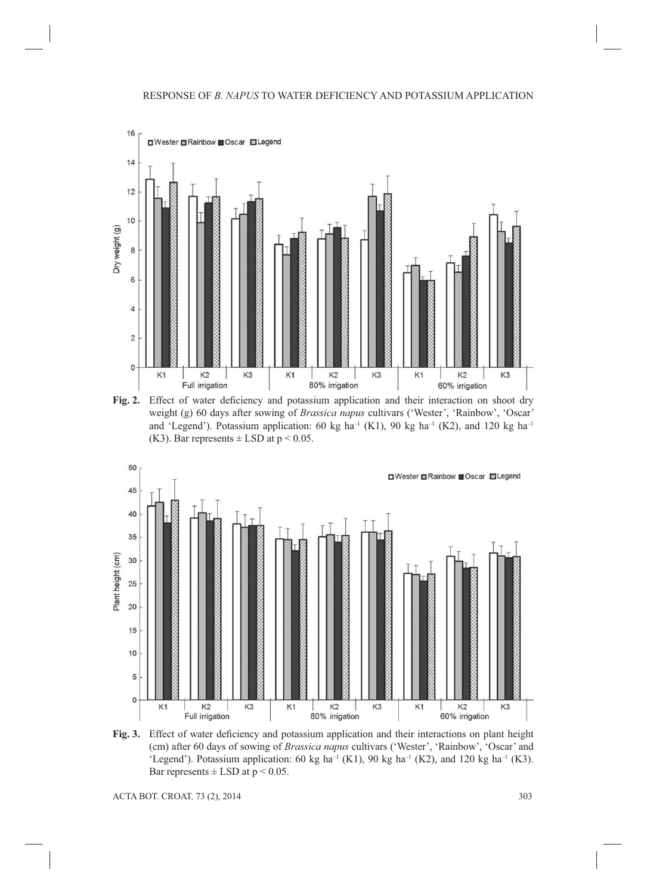**Fig. 2.** Effect of water deficiency and potassium application and their interaction on shoot dry weight (g) 60 days after sowing of *Brassica napus* cultivars ('Wester', 'Rainbow', 'Oscar' and 'Legend'). Potassium application: 60 kg ha$^{-1}$ (K1), 90 kg ha$^{-1}$ (K2), and 120 kg ha$^{-1}$ (K3). Bar represents ± LSD at $p < 0.05$.

**Fig. 3.** Effect of water deficiency and potassium application and their interactions on plant height (cm) after 60 days of sowing of *Brassica napus* cultivars ('Wester', 'Rainbow', 'Oscar' and 'Legend'). Potassium application: 60 kg ha$^{-1}$ (K1), 90 kg ha$^{-1}$ (K2), and 120 kg ha$^{-1}$ (K3). Bar represents ± LSD at $p < 0.05$.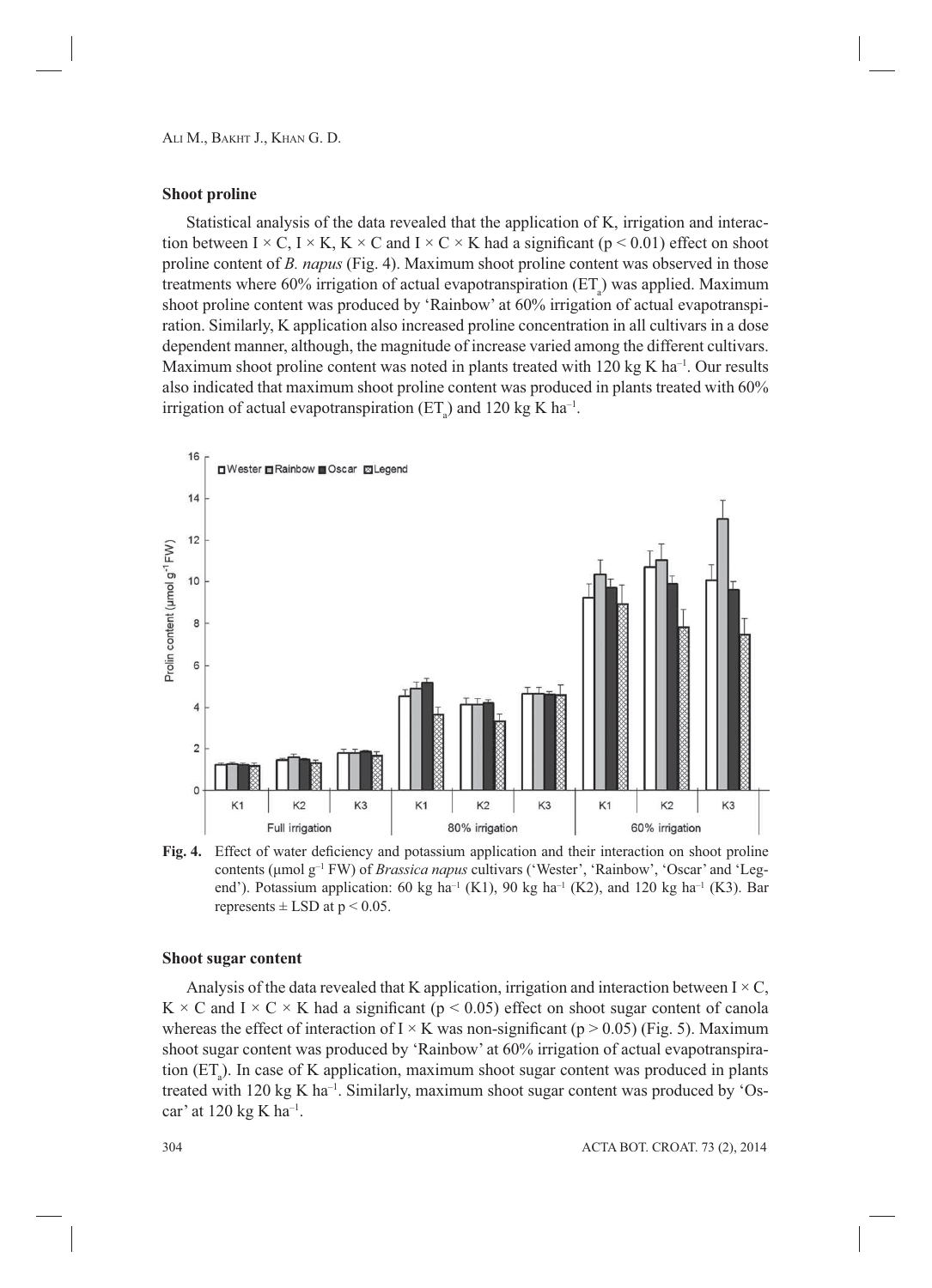#### Shoot proline

Statistical analysis of the data revealed that the application of K, irrigation and interaction between I × C, I × K, K × C and I × C × K had a significant ($p < 0.01$) effect on shoot proline content of *B. napus* (Fig. 4). Maximum shoot proline content was observed in those treatments where 60% irrigation of actual evapotranspiration ($ET_a$) was applied. Maximum shoot proline content was produced by 'Rainbow' at 60% irrigation of actual evapotranspiration. Similarly, K application also increased proline concentration in all cultivars in a dose dependent manner, although, the magnitude of increase varied among the different cultivars. Maximum shoot proline content was noted in plants treated with 120 kg K $ha^{-1}$. Our results also indicated that maximum shoot proline content was produced in plants treated with 60% irrigation of actual evapotranspiration ($ET_a$) and 120 kg K $ha^{-1}$.

**Fig. 4.** Effect of water deficiency and potassium application and their interaction on shoot proline contents (μmol $g^{-1}$ FW) of *Brassica napus* cultivars ('Wester', 'Rainbow', 'Oscar' and 'Legend'). Potassium application: 60 kg $ha^{-1}$ (K1), 90 kg $ha^{-1}$ (K2), and 120 kg $ha^{-1}$ (K3). Bar represents ± LSD at $p < 0.05$.

#### Shoot sugar content

Analysis of the data revealed that K application, irrigation and interaction between I × C, K × C and I × C × K had a significant ($p < 0.05$) effect on shoot sugar content of canola whereas the effect of interaction of I × K was non-significant ($p > 0.05$) (Fig. 5). Maximum shoot sugar content was produced by 'Rainbow' at 60% irrigation of actual evapotranspiration ($ET_a$). In case of K application, maximum shoot sugar content was produced in plants treated with 120 kg K $ha^{-1}$. Similarly, maximum shoot sugar content was produced by 'Oscar' at 120 kg K $ha^{-1}$.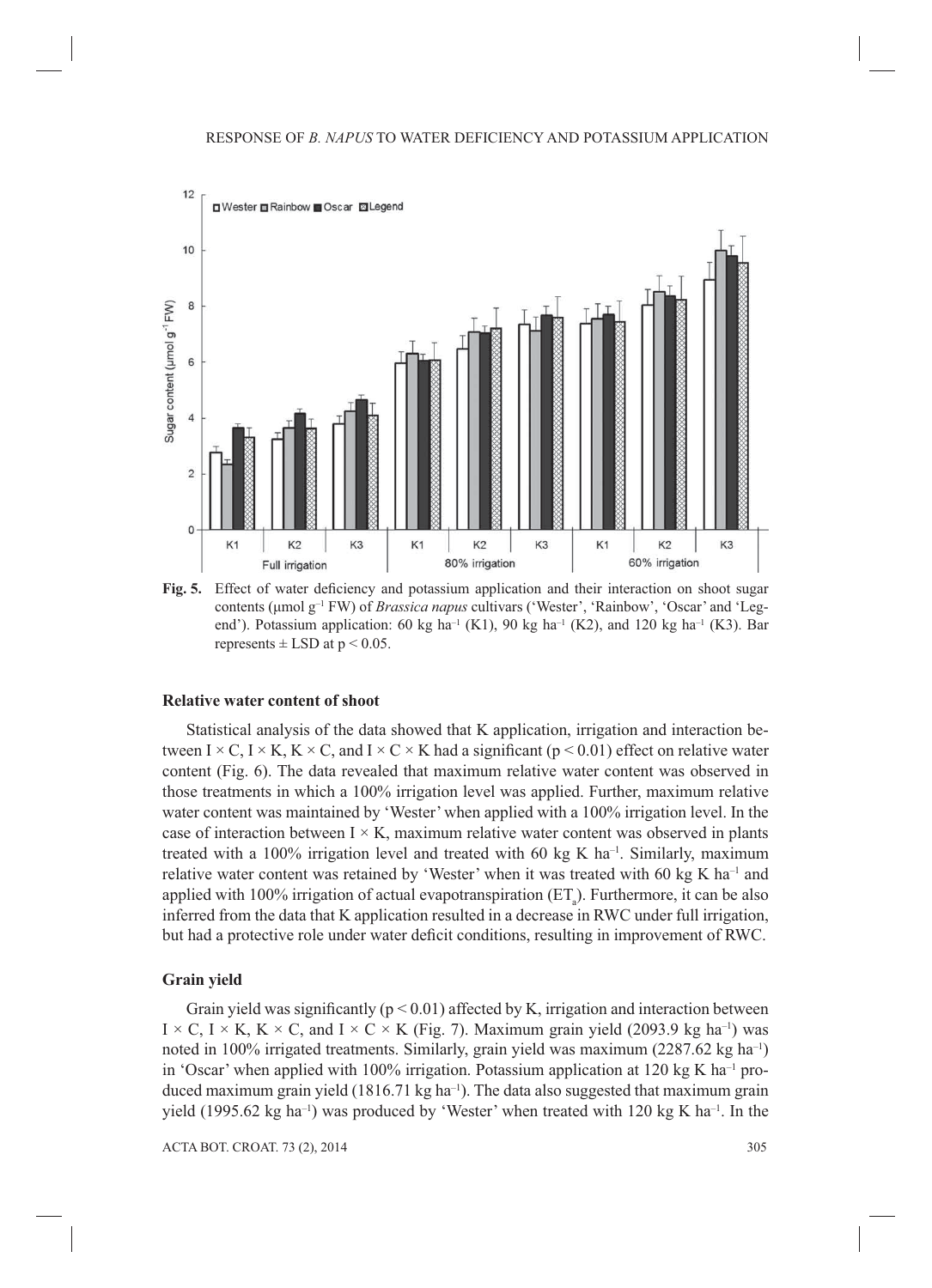**Fig. 5.** Effect of water deficiency and potassium application and their interaction on shoot sugar contents (μmol g$^{-1}$ FW) of *Brassica napus* cultivars ('Wester', 'Rainbow', 'Oscar' and 'Legend'). Potassium application: 60 kg ha$^{-1}$ (K1), 90 kg ha$^{-1}$ (K2), and 120 kg ha$^{-1}$ (K3). Bar represents ± LSD at $p < 0.05$.

### Relative water content of shoot

Statistical analysis of the data showed that K application, irrigation and interaction between I × C, I × K, K × C, and I × C × K had a significant ($p < 0.01$) effect on relative water content (Fig. 6). The data revealed that maximum relative water content was observed in those treatments in which a 100% irrigation level was applied. Further, maximum relative water content was maintained by 'Wester' when applied with a 100% irrigation level. In the case of interaction between I × K, maximum relative water content was observed in plants treated with a 100% irrigation level and treated with 60 kg K ha$^{-1}$. Similarly, maximum relative water content was retained by 'Wester' when it was treated with 60 kg K ha$^{-1}$ and applied with 100% irrigation of actual evapotranspiration ($ET_a$). Furthermore, it can be also inferred from the data that K application resulted in a decrease in RWC under full irrigation, but had a protective role under water deficit conditions, resulting in improvement of RWC.

### Grain yield

Grain yield was significantly ($p < 0.01$) affected by K, irrigation and interaction between I × C, I × K, K × C, and I × C × K (Fig. 7). Maximum grain yield (2093.9 kg ha$^{-1}$) was noted in 100% irrigated treatments. Similarly, grain yield was maximum (2287.62 kg ha$^{-1}$) in 'Oscar' when applied with 100% irrigation. Potassium application at 120 kg K ha$^{-1}$ produced maximum grain yield (1816.71 kg ha$^{-1}$). The data also suggested that maximum grain yield (1995.62 kg ha$^{-1}$) was produced by 'Wester' when treated with 120 kg K ha$^{-1}$. In the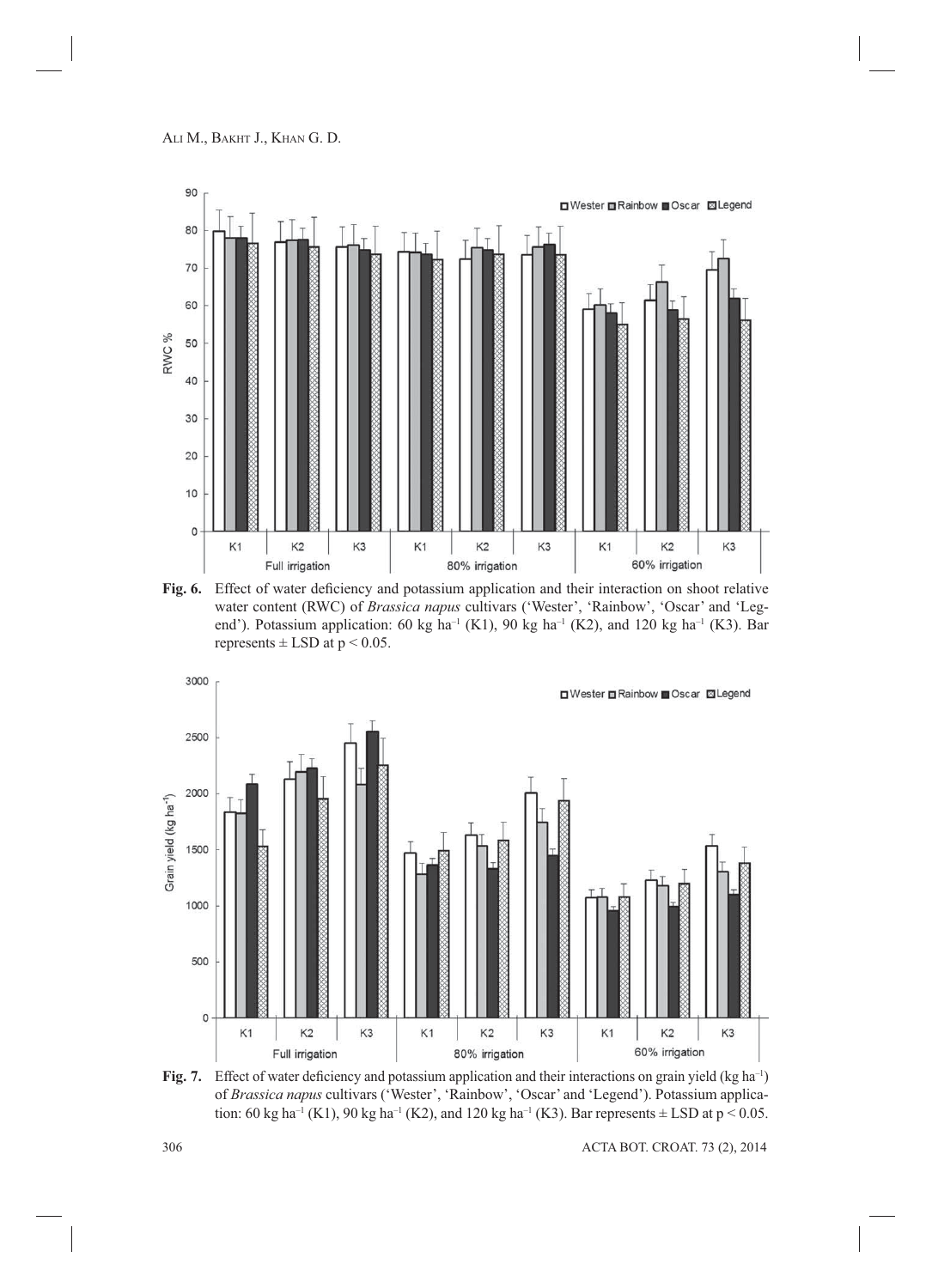Fig. 6. Effect of water deficiency and potassium application and their interaction on shoot relative water content (RWC) of *Brassica napus* cultivars ('Wester', 'Rainbow', 'Oscar' and 'Legend'). Potassium application: 60 kg ha$^{-1}$ (K1), 90 kg ha$^{-1}$ (K2), and 120 kg ha$^{-1}$ (K3). Bar represents ± LSD at $p < 0.05$.

Fig. 7. Effect of water deficiency and potassium application and their interactions on grain yield (kg ha$^{-1}$) of *Brassica napus* cultivars ('Wester', 'Rainbow', 'Oscar' and 'Legend'). Potassium application: 60 kg ha$^{-1}$ (K1), 90 kg ha$^{-1}$ (K2), and 120 kg ha$^{-1}$ (K3). Bar represents ± LSD at $p < 0.05$.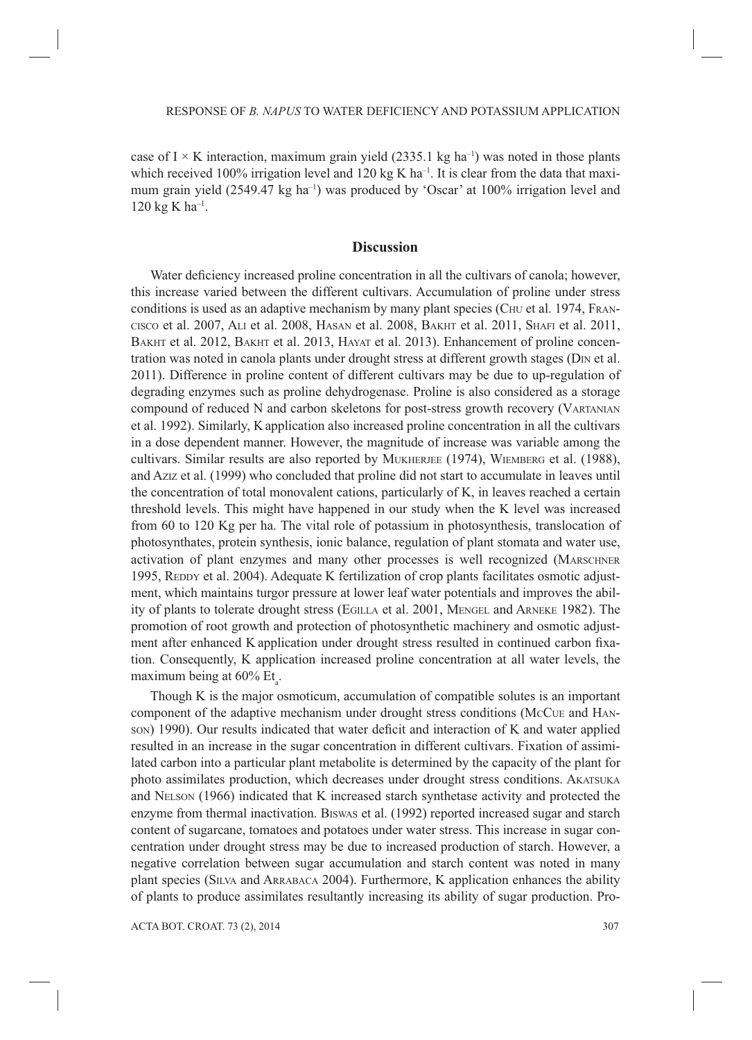case of I × K interaction, maximum grain yield (2335.1 kg ha$^{-1}$) was noted in those plants which received 100% irrigation level and 120 kg K ha$^{-1}$. It is clear from the data that maximum grain yield (2549.47 kg ha$^{-1}$) was produced by 'Oscar' at 100% irrigation level and 120 kg K ha$^{-1}$.

## Discussion

Water deficiency increased proline concentration in all the cultivars of canola; however, this increase varied between the different cultivars. Accumulation of proline under stress conditions is used as an adaptive mechanism by many plant species (Chu et al. 1974, Francisco et al. 2007, Ali et al. 2008, Hasan et al. 2008, Bakht et al. 2011, Shafi et al. 2011, Bakht et al. 2012, Bakht et al. 2013, Hayat et al. 2013). Enhancement of proline concentration was noted in canola plants under drought stress at different growth stages (Din et al. 2011). Difference in proline content of different cultivars may be due to up-regulation of degrading enzymes such as proline dehydrogenase. Proline is also considered as a storage compound of reduced N and carbon skeletons for post-stress growth recovery (Vartanian et al. 1992). Similarly, K application also increased proline concentration in all the cultivars in a dose dependent manner. However, the magnitude of increase was variable among the cultivars. Similar results are also reported by Mukherjee (1974), Wiemberg et al. (1988), and Aziz et al. (1999) who concluded that proline did not start to accumulate in leaves until the concentration of total monovalent cations, particularly of K, in leaves reached a certain threshold levels. This might have happened in our study when the K level was increased from 60 to 120 Kg per ha. The vital role of potassium in photosynthesis, translocation of photosynthates, protein synthesis, ionic balance, regulation of plant stomata and water use, activation of plant enzymes and many other processes is well recognized (Marschner 1995, Reddy et al. 2004). Adequate K fertilization of crop plants facilitates osmotic adjustment, which maintains turgor pressure at lower leaf water potentials and improves the ability of plants to tolerate drought stress (Egilla et al. 2001, Mengel and Arneke 1982). The promotion of root growth and protection of photosynthetic machinery and osmotic adjustment after enhanced K application under drought stress resulted in continued carbon fixation. Consequently, K application increased proline concentration at all water levels, the maximum being at 60% $Et_a$.

Though K is the major osmoticum, accumulation of compatible solutes is an important component of the adaptive mechanism under drought stress conditions (McCue and Hanson) 1990). Our results indicated that water deficit and interaction of K and water applied resulted in an increase in the sugar concentration in different cultivars. Fixation of assimilated carbon into a particular plant metabolite is determined by the capacity of the plant for photo assimilates production, which decreases under drought stress conditions. Akatsuka and Nelson (1966) indicated that K increased starch synthetase activity and protected the enzyme from thermal inactivation. Biswas et al. (1992) reported increased sugar and starch content of sugarcane, tomatoes and potatoes under water stress. This increase in sugar concentration under drought stress may be due to increased production of starch. However, a negative correlation between sugar accumulation and starch content was noted in many plant species (Silva and Arrabaca 2004). Furthermore, K application enhances the ability of plants to produce assimilates resultantly increasing its ability of sugar production. Pro-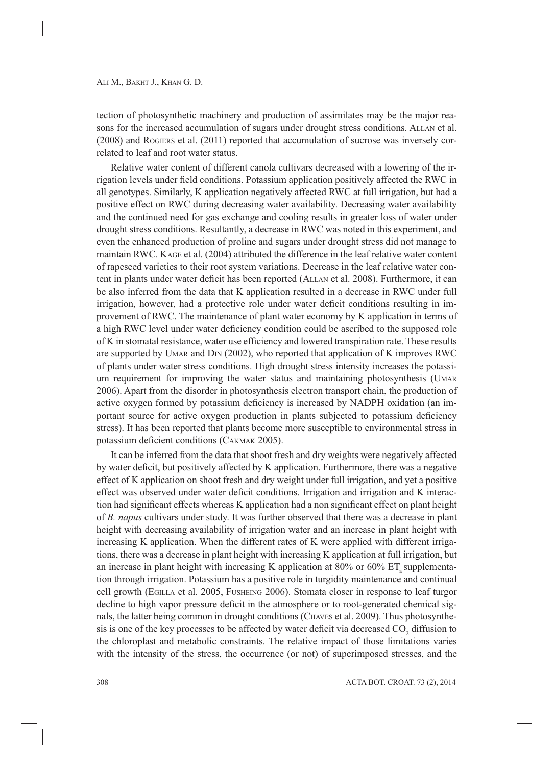tection of photosynthetic machinery and production of assimilates may be the major reasons for the increased accumulation of sugars under drought stress conditions. ALLAN et al. (2008) and ROGIERS et al. (2011) reported that accumulation of sucrose was inversely correlated to leaf and root water status.

Relative water content of different canola cultivars decreased with a lowering of the irrigation levels under field conditions. Potassium application positively affected the RWC in all genotypes. Similarly, K application negatively affected RWC at full irrigation, but had a positive effect on RWC during decreasing water availability. Decreasing water availability and the continued need for gas exchange and cooling results in greater loss of water under drought stress conditions. Resultantly, a decrease in RWC was noted in this experiment, and even the enhanced production of proline and sugars under drought stress did not manage to maintain RWC. KAGE et al. (2004) attributed the difference in the leaf relative water content of rapeseed varieties to their root system variations. Decrease in the leaf relative water content in plants under water deficit has been reported (ALLAN et al. 2008). Furthermore, it can be also inferred from the data that K application resulted in a decrease in RWC under full irrigation, however, had a protective role under water deficit conditions resulting in improvement of RWC. The maintenance of plant water economy by K application in terms of a high RWC level under water deficiency condition could be ascribed to the supposed role of K in stomatal resistance, water use efficiency and lowered transpiration rate. These results are supported by UMAR and DIN (2002), who reported that application of K improves RWC of plants under water stress conditions. High drought stress intensity increases the potassium requirement for improving the water status and maintaining photosynthesis (UMAR 2006). Apart from the disorder in photosynthesis electron transport chain, the production of active oxygen formed by potassium deficiency is increased by NADPH oxidation (an important source for active oxygen production in plants subjected to potassium deficiency stress). It has been reported that plants become more susceptible to environmental stress in potassium deficient conditions (CAKMAK 2005).

It can be inferred from the data that shoot fresh and dry weights were negatively affected by water deficit, but positively affected by K application. Furthermore, there was a negative effect of K application on shoot fresh and dry weight under full irrigation, and yet a positive effect was observed under water deficit conditions. Irrigation and irrigation and K interaction had significant effects whereas K application had a non significant effect on plant height of *B. napus* cultivars under study. It was further observed that there was a decrease in plant height with decreasing availability of irrigation water and an increase in plant height with increasing K application. When the different rates of K were applied with different irrigations, there was a decrease in plant height with increasing K application at full irrigation, but an increase in plant height with increasing K application at 80% or 60% $ET_a$ supplementation through irrigation. Potassium has a positive role in turgidity maintenance and continual cell growth (EGILLA et al. 2005, FUSHEING 2006). Stomata closer in response to leaf turgor decline to high vapor pressure deficit in the atmosphere or to root-generated chemical signals, the latter being common in drought conditions (CHAVES et al. 2009). Thus photosynthesis is one of the key processes to be affected by water deficit via decreased $CO_2$ diffusion to the chloroplast and metabolic constraints. The relative impact of those limitations varies with the intensity of the stress, the occurrence (or not) of superimposed stresses, and the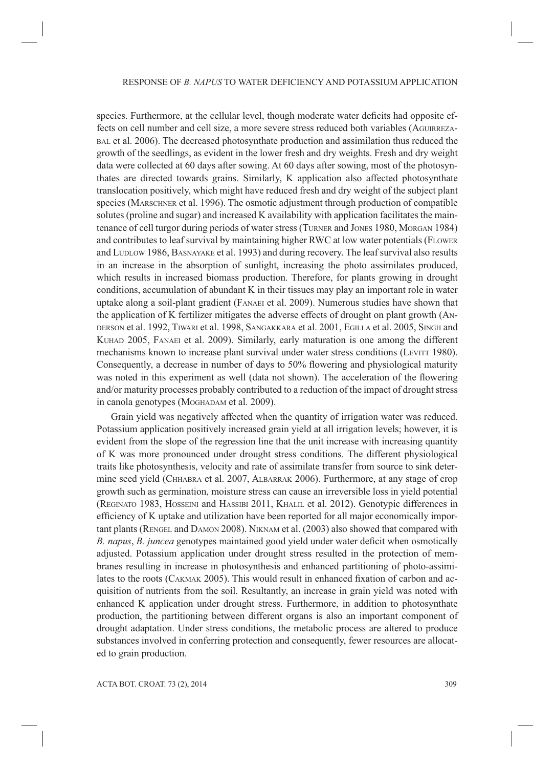species. Furthermore, at the cellular level, though moderate water deficits had opposite effects on cell number and cell size, a more severe stress reduced both variables (Aguirrezabal et al. 2006). The decreased photosynthate production and assimilation thus reduced the growth of the seedlings, as evident in the lower fresh and dry weights. Fresh and dry weight data were collected at 60 days after sowing. At 60 days after sowing, most of the photosynthates are directed towards grains. Similarly, K application also affected photosynthate translocation positively, which might have reduced fresh and dry weight of the subject plant species (Marschner et al. 1996). The osmotic adjustment through production of compatible solutes (proline and sugar) and increased K availability with application facilitates the maintenance of cell turgor during periods of water stress (Turner and Jones 1980, Morgan 1984) and contributes to leaf survival by maintaining higher RWC at low water potentials (Flower and Ludlow 1986, Basnayake et al. 1993) and during recovery. The leaf survival also results in an increase in the absorption of sunlight, increasing the photo assimilates produced, which results in increased biomass production. Therefore, for plants growing in drought conditions, accumulation of abundant K in their tissues may play an important role in water uptake along a soil-plant gradient (Fanaei et al. 2009). Numerous studies have shown that the application of K fertilizer mitigates the adverse effects of drought on plant growth (Anderson et al. 1992, Tiwari et al. 1998, Sangakkara et al. 2001, Egilla et al. 2005, Singh and Kuhad 2005, Fanaei et al. 2009). Similarly, early maturation is one among the different mechanisms known to increase plant survival under water stress conditions (Levitt 1980). Consequently, a decrease in number of days to 50% flowering and physiological maturity was noted in this experiment as well (data not shown). The acceleration of the flowering and/or maturity processes probably contributed to a reduction of the impact of drought stress in canola genotypes (Moghadam et al. 2009).

Grain yield was negatively affected when the quantity of irrigation water was reduced. Potassium application positively increased grain yield at all irrigation levels; however, it is evident from the slope of the regression line that the unit increase with increasing quantity of K was more pronounced under drought stress conditions. The different physiological traits like photosynthesis, velocity and rate of assimilate transfer from source to sink determine seed yield (Chhabra et al. 2007, Albarrak 2006). Furthermore, at any stage of crop growth such as germination, moisture stress can cause an irreversible loss in yield potential (Reginato 1983, Hosseini and Hassibi 2011, Khalil et al. 2012). Genotypic differences in efficiency of K uptake and utilization have been reported for all major economically important plants (Rengel and Damon 2008). Niknam et al. (2003) also showed that compared with *B. napus*, *B. juncea* genotypes maintained good yield under water deficit when osmotically adjusted. Potassium application under drought stress resulted in the protection of membranes resulting in increase in photosynthesis and enhanced partitioning of photo-assimilates to the roots (Cakmak 2005). This would result in enhanced fixation of carbon and acquisition of nutrients from the soil. Resultantly, an increase in grain yield was noted with enhanced K application under drought stress. Furthermore, in addition to photosynthate production, the partitioning between different organs is also an important component of drought adaptation. Under stress conditions, the metabolic process are altered to produce substances involved in conferring protection and consequently, fewer resources are allocated to grain production.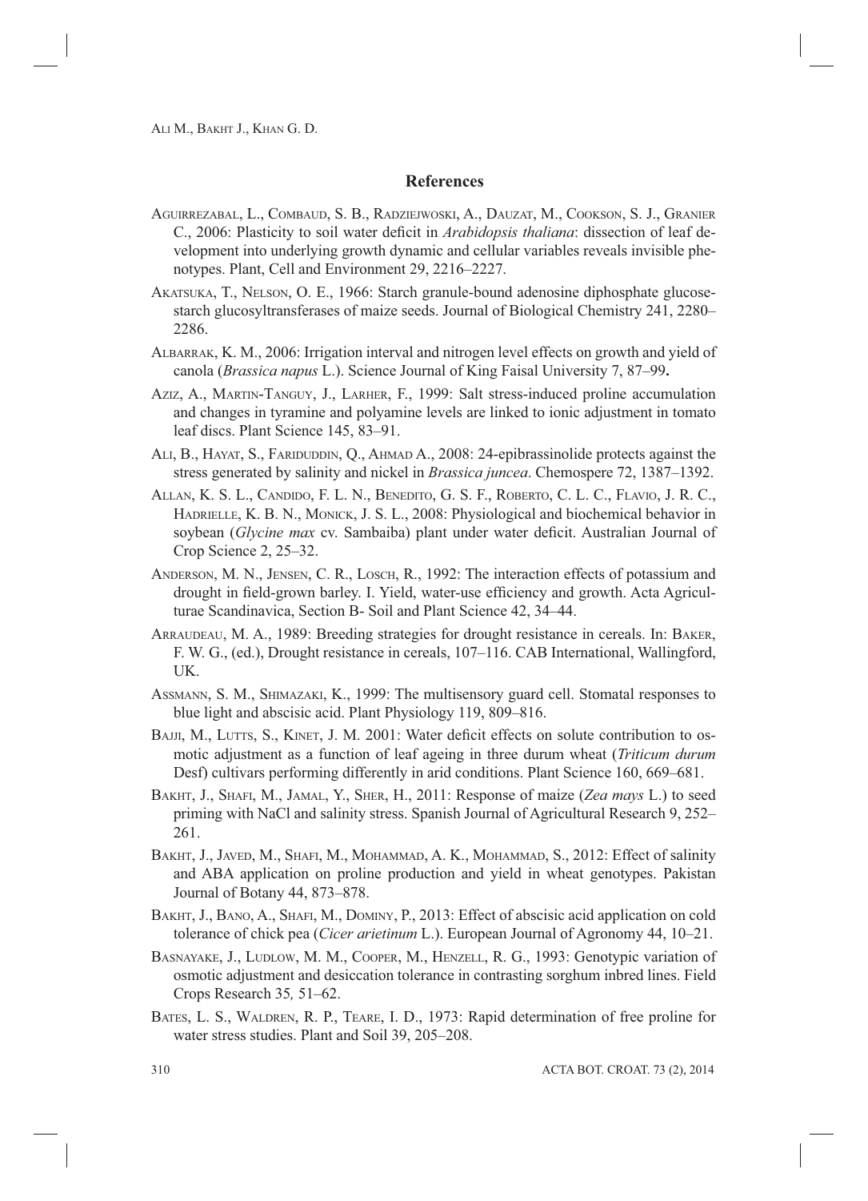## References

Aguirrezabal, L., Combaud, S. B., Radziejwoski, A., Dauzat, M., Cookson, S. J., Granier C., 2006: Plasticity to soil water deficit in *Arabidopsis thaliana*: dissection of leaf development into underlying growth dynamic and cellular variables reveals invisible phenotypes. Plant, Cell and Environment 29, 2216–2227.

Akatsuka, T., Nelson, O. E., 1966: Starch granule-bound adenosine diphosphate glucose-starch glucosyltransferases of maize seeds. Journal of Biological Chemistry 241, 2280–2286.

Albarrak, K. M., 2006: Irrigation interval and nitrogen level effects on growth and yield of canola (*Brassica napus* L.). Science Journal of King Faisal University 7, 87–99**.**

Aziz, A., Martin-Tanguy, J., Larher, F., 1999: Salt stress-induced proline accumulation and changes in tyramine and polyamine levels are linked to ionic adjustment in tomato leaf discs. Plant Science 145, 83–91.

Ali, B., Hayat, S., Fariduddin, Q., Ahmad A., 2008: 24-epibrassinolide protects against the stress generated by salinity and nickel in *Brassica juncea*. Chemospere 72, 1387–1392.

Allan, K. S. L., Candido, F. L. N., Benedito, G. S. F., Roberto, C. L. C., Flavio, J. R. C., Hadrielle, K. B. N., Monick, J. S. L., 2008: Physiological and biochemical behavior in soybean (*Glycine max* cv. Sambaiba) plant under water deficit. Australian Journal of Crop Science 2, 25–32.

Anderson, M. N., Jensen, C. R., Losch, R., 1992: The interaction effects of potassium and drought in field-grown barley. I. Yield, water-use efficiency and growth. Acta Agriculturae Scandinavica, Section B- Soil and Plant Science 42, 34–44.

Arraudeau, M. A., 1989: Breeding strategies for drought resistance in cereals. In: Baker, F. W. G., (ed.), Drought resistance in cereals, 107–116. CAB International, Wallingford, UK.

Assmann, S. M., Shimazaki, K., 1999: The multisensory guard cell. Stomatal responses to blue light and abscisic acid. Plant Physiology 119, 809–816.

Bajji, M., Lutts, S., Kinet, J. M. 2001: Water deficit effects on solute contribution to osmotic adjustment as a function of leaf ageing in three durum wheat (*Triticum durum* Desf) cultivars performing differently in arid conditions. Plant Science 160, 669–681.

Bakht, J., Shafi, M., Jamal, Y., Sher, H., 2011: Response of maize (*Zea mays* L.) to seed priming with NaCl and salinity stress. Spanish Journal of Agricultural Research 9, 252–261.

Bakht, J., Javed, M., Shafi, M., Mohammad, A. K., Mohammad, S., 2012: Effect of salinity and ABA application on proline production and yield in wheat genotypes. Pakistan Journal of Botany 44, 873–878.

Bakht, J., Bano, A., Shafi, M., Dominy, P., 2013: Effect of abscisic acid application on cold tolerance of chick pea (*Cicer arietinum* L.). European Journal of Agronomy 44, 10–21.

Basnayake, J., Ludlow, M. M., Cooper, M., Henzell, R. G., 1993: Genotypic variation of osmotic adjustment and desiccation tolerance in contrasting sorghum inbred lines. Field Crops Research 35*,* 51–62.

Bates, L. S., Waldren, R. P., Teare, I. D., 1973: Rapid determination of free proline for water stress studies. Plant and Soil 39, 205–208.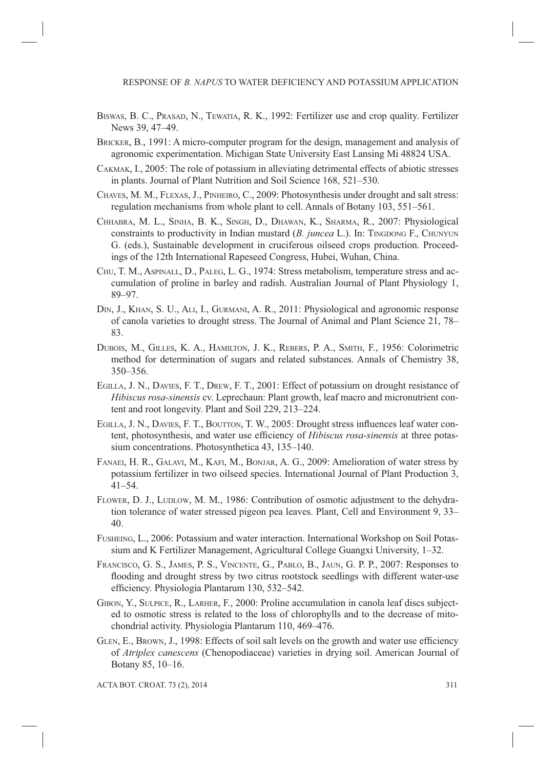Biswas, B. C., Prasad, N., Tewatia, R. K., 1992: Fertilizer use and crop quality. Fertilizer News 39, 47–49.

Bricker, B., 1991: A micro-computer program for the design, management and analysis of agronomic experimentation. Michigan State University East Lansing Mi 48824 USA.

Cakmak, I., 2005: The role of potassium in alleviating detrimental effects of abiotic stresses in plants. Journal of Plant Nutrition and Soil Science 168, 521–530.

Chaves, M. M., Flexas, J., Pinheiro, C., 2009: Photosynthesis under drought and salt stress: regulation mechanisms from whole plant to cell. Annals of Botany 103, 551–561.

Chhabra, M. L., Sinha, B. K., Singh, D., Dhawan, K., Sharma, R., 2007: Physiological constraints to productivity in Indian mustard (*B. juncea* L.). In: Tingdong F., Chunyun G. (eds.), Sustainable development in cruciferous oilseed crops production. Proceedings of the 12th International Rapeseed Congress, Hubei, Wuhan, China.

Chu, T. M., Aspinall, D., Paleg, L. G., 1974: Stress metabolism, temperature stress and accumulation of proline in barley and radish. Australian Journal of Plant Physiology 1, 89–97.

Din, J., Khan, S. U., Ali, I., Gurmani, A. R., 2011: Physiological and agronomic response of canola varieties to drought stress. The Journal of Animal and Plant Science 21, 78–83.

Dubois, M., Gilles, K. A., Hamilton, J. K., Rebers, P. A., Smith, F., 1956: Colorimetric method for determination of sugars and related substances. Annals of Chemistry 38, 350–356.

Egilla, J. N., Davies, F. T., Drew, F. T., 2001: Effect of potassium on drought resistance of *Hibiscus rosa-sinensis* cv. Leprechaun: Plant growth, leaf macro and micronutrient content and root longevity. Plant and Soil 229, 213–224.

Egilla, J. N., Davies, F. T., Boutton, T. W., 2005: Drought stress influences leaf water content, photosynthesis, and water use efficiency of *Hibiscus rosa-sinensis* at three potassium concentrations. Photosynthetica 43, 135–140.

Fanaei, H. R., Galavi, M., Kafi, M., Bonjar, A. G., 2009: Amelioration of water stress by potassium fertilizer in two oilseed species. International Journal of Plant Production 3, 41–54.

Flower, D. J., Ludlow, M. M., 1986: Contribution of osmotic adjustment to the dehydration tolerance of water stressed pigeon pea leaves. Plant, Cell and Environment 9, 33–40.

Fusheing, L., 2006: Potassium and water interaction. International Workshop on Soil Potassium and K Fertilizer Management, Agricultural College Guangxi University, 1–32.

Francisco, G. S., James, P. S., Vincente, G., Pablo, B., Jaun, G. P. P., 2007: Responses to flooding and drought stress by two citrus rootstock seedlings with different water-use efficiency. Physiologia Plantarum 130, 532–542.

Gibon, Y., Sulpice, R., Larher, F., 2000: Proline accumulation in canola leaf discs subjected to osmotic stress is related to the loss of chlorophylls and to the decrease of mitochondrial activity. Physiologia Plantarum 110, 469–476.

Glen, E., Brown, J., 1998: Effects of soil salt levels on the growth and water use efficiency of *Atriplex canescens* (Chenopodiaceae) varieties in drying soil. American Journal of Botany 85, 10–16.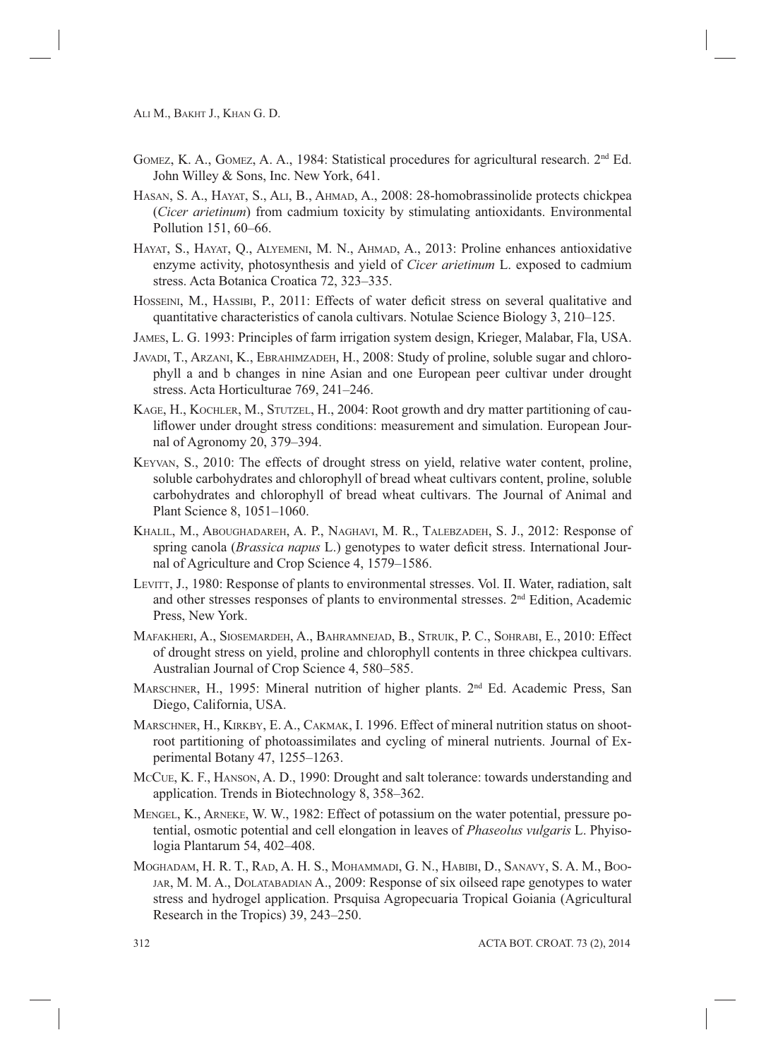Gomez, K. A., Gomez, A. A., 1984: Statistical procedures for agricultural research. 2nd Ed. John Willey & Sons, Inc. New York, 641.

Hasan, S. A., Hayat, S., Ali, B., Ahmad, A., 2008: 28-homobrassinolide protects chickpea (*Cicer arietinum*) from cadmium toxicity by stimulating antioxidants. Environmental Pollution 151, 60–66.

Hayat, S., Hayat, Q., Alyemeni, M. N., Ahmad, A., 2013: Proline enhances antioxidative enzyme activity, photosynthesis and yield of *Cicer arietinum* L. exposed to cadmium stress. Acta Botanica Croatica 72, 323–335.

Hosseini, M., Hassibi, P., 2011: Effects of water deficit stress on several qualitative and quantitative characteristics of canola cultivars. Notulae Science Biology 3, 210–125.

James, L. G. 1993: Principles of farm irrigation system design, Krieger, Malabar, Fla, USA.

Javadi, T., Arzani, K., Ebrahimzadeh, H., 2008: Study of proline, soluble sugar and chlorophyll a and b changes in nine Asian and one European peer cultivar under drought stress. Acta Horticulturae 769, 241–246.

Kage, H., Kochler, M., Stutzel, H., 2004: Root growth and dry matter partitioning of cauliflower under drought stress conditions: measurement and simulation. European Journal of Agronomy 20, 379–394.

Keyvan, S., 2010: The effects of drought stress on yield, relative water content, proline, soluble carbohydrates and chlorophyll of bread wheat cultivars content, proline, soluble carbohydrates and chlorophyll of bread wheat cultivars. The Journal of Animal and Plant Science 8, 1051–1060.

Khalil, M., Aboughadareh, A. P., Naghavi, M. R., Talebzadeh, S. J., 2012: Response of spring canola (*Brassica napus* L.) genotypes to water deficit stress. International Journal of Agriculture and Crop Science 4, 1579–1586.

Levitt, J., 1980: Response of plants to environmental stresses. Vol. II. Water, radiation, salt and other stresses responses of plants to environmental stresses. 2nd Edition, Academic Press, New York.

Mafakheri, A., Siosemardeh, A., Bahramnejad, B., Struik, P. C., Sohrabi, E., 2010: Effect of drought stress on yield, proline and chlorophyll contents in three chickpea cultivars. Australian Journal of Crop Science 4, 580–585.

Marschner, H., 1995: Mineral nutrition of higher plants. 2nd Ed. Academic Press, San Diego, California, USA.

Marschner, H., Kirkby, E. A., Cakmak, I. 1996. Effect of mineral nutrition status on shoot-root partitioning of photoassimilates and cycling of mineral nutrients. Journal of Experimental Botany 47, 1255–1263.

McCue, K. F., Hanson, A. D., 1990: Drought and salt tolerance: towards understanding and application. Trends in Biotechnology 8, 358–362.

Mengel, K., Arneke, W. W., 1982: Effect of potassium on the water potential, pressure potential, osmotic potential and cell elongation in leaves of *Phaseolus vulgaris* L. Phyisologia Plantarum 54, 402–408.

Moghadam, H. R. T., Rad, A. H. S., Mohammadi, G. N., Habibi, D., Sanavy, S. A. M., Boojar, M. M. A., Dolatabadian A., 2009: Response of six oilseed rape genotypes to water stress and hydrogel application. Prsquisa Agropecuaria Tropical Goiania (Agricultural Research in the Tropics) 39, 243–250.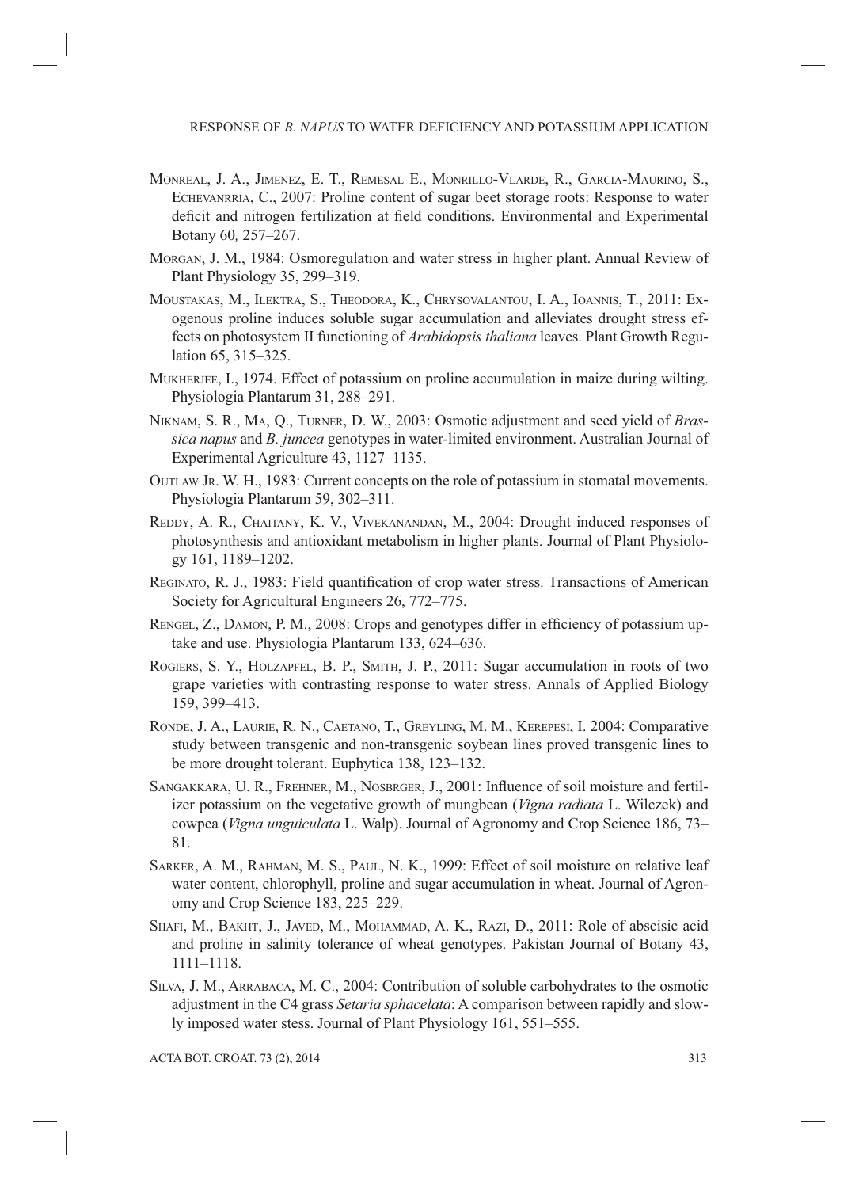Monreal, J. A., Jimenez, E. T., Remesal E., Monrillo-Vlarde, R., Garcia-Maurino, S., Echevanrria, C., 2007: Proline content of sugar beet storage roots: Response to water deficit and nitrogen fertilization at field conditions. Environmental and Experimental Botany 60*,* 257–267.

Morgan, J. M., 1984: Osmoregulation and water stress in higher plant. Annual Review of Plant Physiology 35, 299–319.

Moustakas, M., Ilektra, S., Theodora, K., Chrysovalantou, I. A., Ioannis, T., 2011: Exogenous proline induces soluble sugar accumulation and alleviates drought stress effects on photosystem II functioning of *Arabidopsis thaliana* leaves. Plant Growth Regulation 65, 315–325.

Mukherjee, I., 1974. Effect of potassium on proline accumulation in maize during wilting. Physiologia Plantarum 31, 288–291.

Niknam, S. R., Ma, Q., Turner, D. W., 2003: Osmotic adjustment and seed yield of *Brassica napus* and *B. juncea* genotypes in water-limited environment. Australian Journal of Experimental Agriculture 43, 1127–1135.

Outlaw Jr. W. H., 1983: Current concepts on the role of potassium in stomatal movements. Physiologia Plantarum 59, 302–311.

Reddy, A. R., Chaitany, K. V., Vivekanandan, M., 2004: Drought induced responses of photosynthesis and antioxidant metabolism in higher plants. Journal of Plant Physiology 161, 1189–1202.

Reginato, R. J., 1983: Field quantification of crop water stress. Transactions of American Society for Agricultural Engineers 26, 772–775.

Rengel, Z., Damon, P. M., 2008: Crops and genotypes differ in efficiency of potassium uptake and use. Physiologia Plantarum 133, 624–636.

Rogiers, S. Y., Holzapfel, B. P., Smith, J. P., 2011: Sugar accumulation in roots of two grape varieties with contrasting response to water stress. Annals of Applied Biology 159, 399–413.

Ronde, J. A., Laurie, R. N., Caetano, T., Greyling, M. M., Kerepesi, I. 2004: Comparative study between transgenic and non-transgenic soybean lines proved transgenic lines to be more drought tolerant. Euphytica 138, 123–132.

Sangakkara, U. R., Frehner, M., Nosbrger, J., 2001: Influence of soil moisture and fertilizer potassium on the vegetative growth of mungbean (*Vigna radiata* L. Wilczek) and cowpea (*Vigna unguiculata* L. Walp). Journal of Agronomy and Crop Science 186, 73–81.

Sarker, A. M., Rahman, M. S., Paul, N. K., 1999: Effect of soil moisture on relative leaf water content, chlorophyll, proline and sugar accumulation in wheat. Journal of Agronomy and Crop Science 183, 225–229.

Shafi, M., Bakht, J., Javed, M., Mohammad, A. K., Razi, D., 2011: Role of abscisic acid and proline in salinity tolerance of wheat genotypes. Pakistan Journal of Botany 43, 1111–1118.

Silva, J. M., Arrabaca, M. C., 2004: Contribution of soluble carbohydrates to the osmotic adjustment in the C4 grass *Setaria sphacelata*: A comparison between rapidly and slowly imposed water stess. Journal of Plant Physiology 161, 551–555.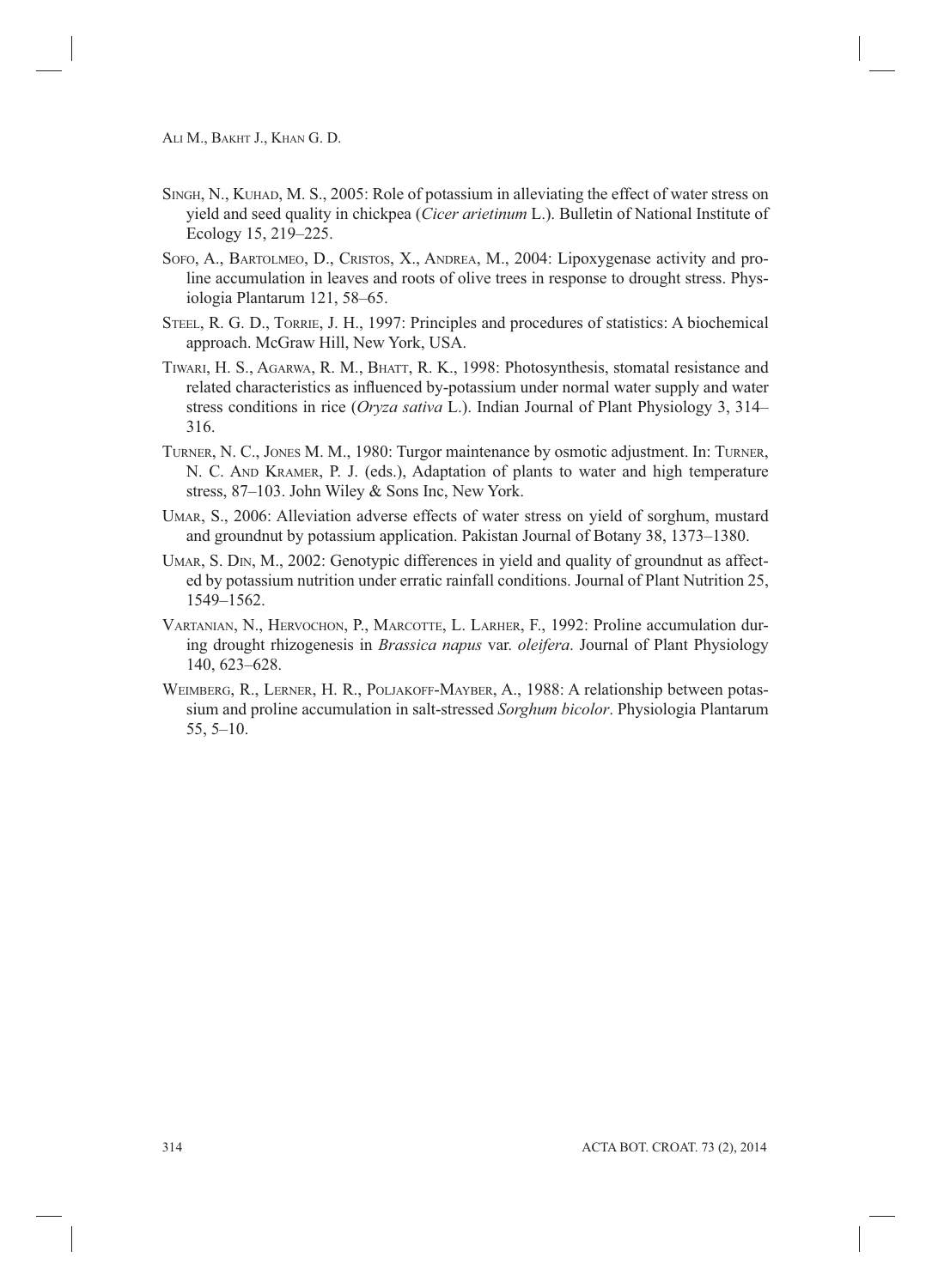Singh, N., Kuhad, M. S., 2005: Role of potassium in alleviating the effect of water stress on yield and seed quality in chickpea (*Cicer arietinum* L.). Bulletin of National Institute of Ecology 15, 219–225.

Sofo, A., Bartolmeo, D., Cristos, X., Andrea, M., 2004: Lipoxygenase activity and proline accumulation in leaves and roots of olive trees in response to drought stress. Physiologia Plantarum 121, 58–65.

Steel, R. G. D., Torrie, J. H., 1997: Principles and procedures of statistics: A biochemical approach. McGraw Hill, New York, USA.

Tiwari, H. S., Agarwa, R. M., Bhatt, R. K., 1998: Photosynthesis, stomatal resistance and related characteristics as influenced by-potassium under normal water supply and water stress conditions in rice (*Oryza sativa* L.). Indian Journal of Plant Physiology 3, 314–316.

Turner, N. C., Jones M. M., 1980: Turgor maintenance by osmotic adjustment. In: Turner, N. C. And Kramer, P. J. (eds.), Adaptation of plants to water and high temperature stress, 87–103. John Wiley & Sons Inc, New York.

Umar, S., 2006: Alleviation adverse effects of water stress on yield of sorghum, mustard and groundnut by potassium application. Pakistan Journal of Botany 38, 1373–1380.

Umar, S. Din, M., 2002: Genotypic differences in yield and quality of groundnut as affected by potassium nutrition under erratic rainfall conditions. Journal of Plant Nutrition 25, 1549–1562.

Vartanian, N., Hervochon, P., Marcotte, L. Larher, F., 1992: Proline accumulation during drought rhizogenesis in *Brassica napus* var. *oleifera*. Journal of Plant Physiology 140, 623–628.

Weimberg, R., Lerner, H. R., Poljakoff-Mayber, A., 1988: A relationship between potassium and proline accumulation in salt-stressed *Sorghum bicolor*. Physiologia Plantarum 55, 5–10.